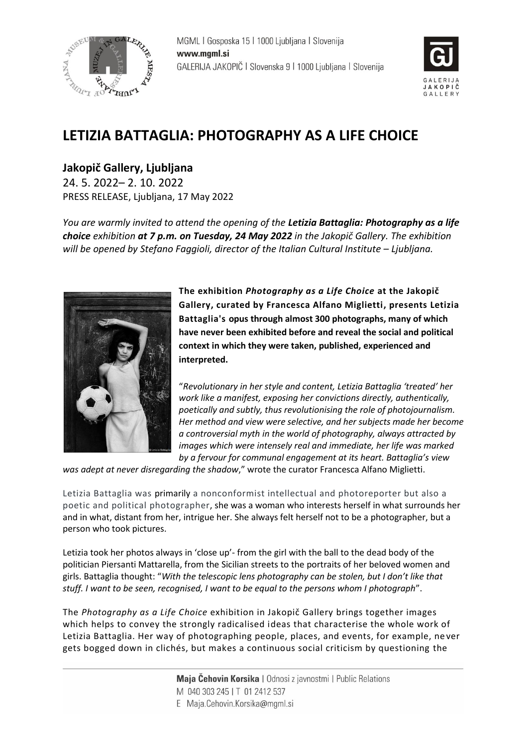MGML | Gosposka 15 | 1000 Ljubljana | Slovenija
**www.mgml.si**
GALERIJA JAKOPIČ | Slovenska 9 | 1000 Ljubljana | Slovenija

# LETIZIA BATTAGLIA: PHOTOGRAPHY AS A LIFE CHOICE

## Jakopič Gallery, Ljubljana

24. 5. 2022– 2. 10. 2022
PRESS RELEASE, Ljubljana, 17 May 2022

*You are warmly invited to attend the opening of the* ***Letizia Battaglia: Photography as a life choice*** *exhibition* ***at 7 p.m. on Tuesday, 24 May 2022*** *in the Jakopič Gallery. The exhibition will be opened by Stefano Faggioli, director of the Italian Cultural Institute – Ljubljana.*

**The exhibition *Photography as a Life Choice* at the Jakopič Gallery, curated by Francesca Alfano Miglietti, presents Letizia Battaglia's opus through almost 300 photographs, many of which have never been exhibited before and reveal the social and political context in which they were taken, published, experienced and interpreted.**

"*Revolutionary in her style and content, Letizia Battaglia 'treated' her work like a manifest, exposing her convictions directly, authentically, poetically and subtly, thus revolutionising the role of photojournalism. Her method and view were selective, and her subjects made her become a controversial myth in the world of photography, always attracted by images which were intensely real and immediate, her life was marked by a fervour for communal engagement at its heart. Battaglia's view was adept at never disregarding the shadow*," wrote the curator Francesca Alfano Miglietti.

Letizia Battaglia was primarily a nonconformist intellectual and photoreporter but also a poetic and political photographer, she was a woman who interests herself in what surrounds her and in what, distant from her, intrigue her. She always felt herself not to be a photographer, but a person who took pictures.

Letizia took her photos always in 'close up'- from the girl with the ball to the dead body of the politician Piersanti Mattarella, from the Sicilian streets to the portraits of her beloved women and girls. Battaglia thought: "*With the telescopic lens photography can be stolen, but I don't like that stuff. I want to be seen, recognised, I want to be equal to the persons whom I photograph*".

The *Photography as a Life Choice* exhibition in Jakopič Gallery brings together images which helps to convey the strongly radicalised ideas that characterise the whole work of Letizia Battaglia. Her way of photographing people, places, and events, for example, never gets bogged down in clichés, but makes a continuous social criticism by questioning the

**Maja Čehovin Korsika** | Odnosi z javnostmi | Public Relations
M 040 303 245 | T 01 2412 537
E Maja.Cehovin.Korsika@mgml.si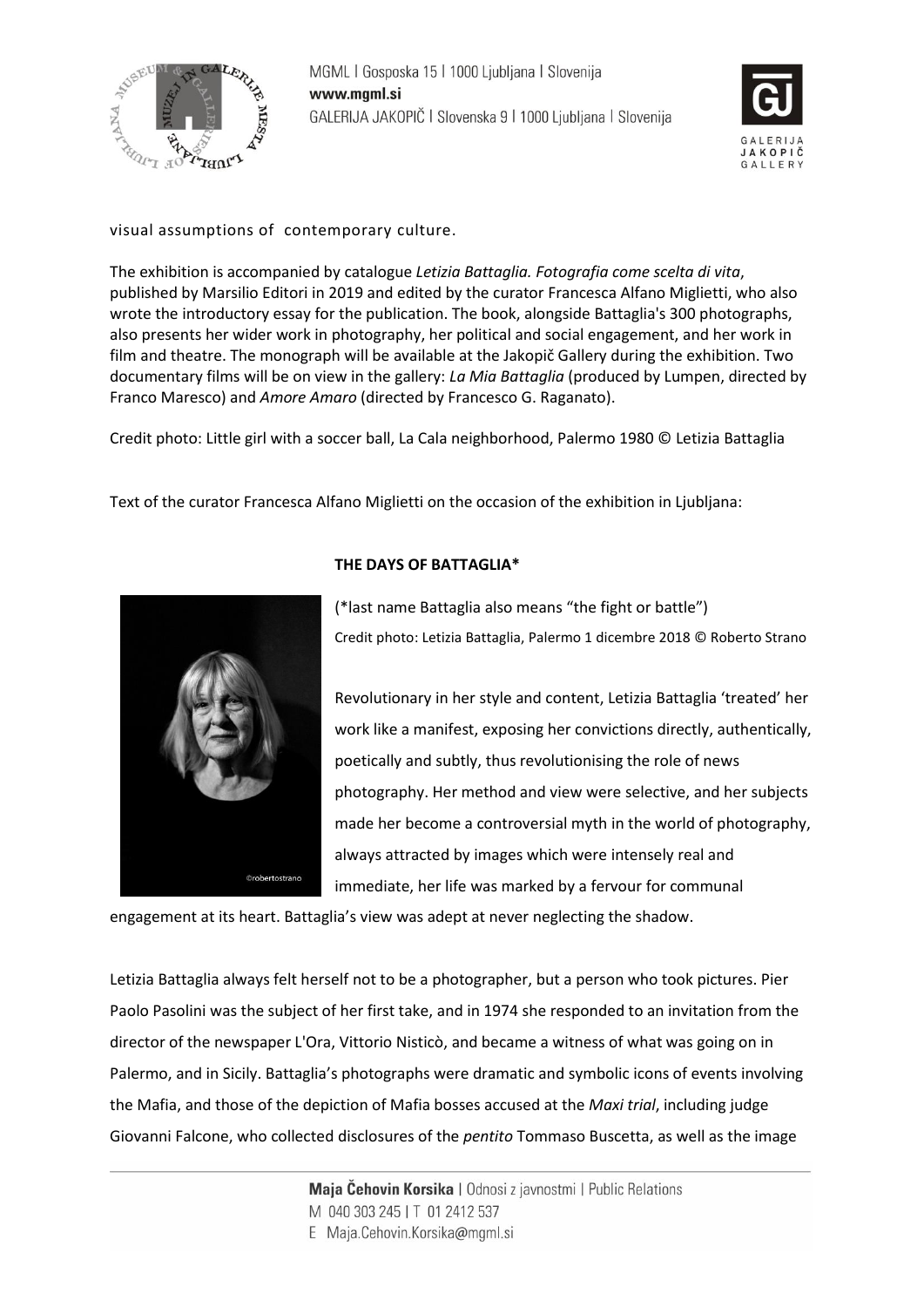visual assumptions of contemporary culture.

The exhibition is accompanied by catalogue *Letizia Battaglia. Fotografia come scelta di vita*, published by Marsilio Editori in 2019 and edited by the curator Francesca Alfano Miglietti, who also wrote the introductory essay for the publication. The book, alongside Battaglia's 300 photographs, also presents her wider work in photography, her political and social engagement, and her work in film and theatre. The monograph will be available at the Jakopič Gallery during the exhibition. Two documentary films will be on view in the gallery: *La Mia Battaglia* (produced by Lumpen, directed by Franco Maresco) and *Amore Amaro* (directed by Francesco G. Raganato).

Credit photo: Little girl with a soccer ball, La Cala neighborhood, Palermo 1980 © Letizia Battaglia

Text of the curator Francesca Alfano Miglietti on the occasion of the exhibition in Ljubljana:

**THE DAYS OF BATTAGLIA***

(*last name Battaglia also means "the fight or battle")

Credit photo: Letizia Battaglia, Palermo 1 dicembre 2018 © Roberto Strano

Revolutionary in her style and content, Letizia Battaglia 'treated' her work like a manifest, exposing her convictions directly, authentically, poetically and subtly, thus revolutionising the role of news photography. Her method and view were selective, and her subjects made her become a controversial myth in the world of photography, always attracted by images which were intensely real and immediate, her life was marked by a fervour for communal engagement at its heart. Battaglia's view was adept at never neglecting the shadow.

Letizia Battaglia always felt herself not to be a photographer, but a person who took pictures. Pier Paolo Pasolini was the subject of her first take, and in 1974 she responded to an invitation from the director of the newspaper L'Ora, Vittorio Nisticò, and became a witness of what was going on in Palermo, and in Sicily. Battaglia's photographs were dramatic and symbolic icons of events involving the Mafia, and those of the depiction of Mafia bosses accused at the *Maxi trial*, including judge Giovanni Falcone, who collected disclosures of the *pentito* Tommaso Buscetta, as well as the image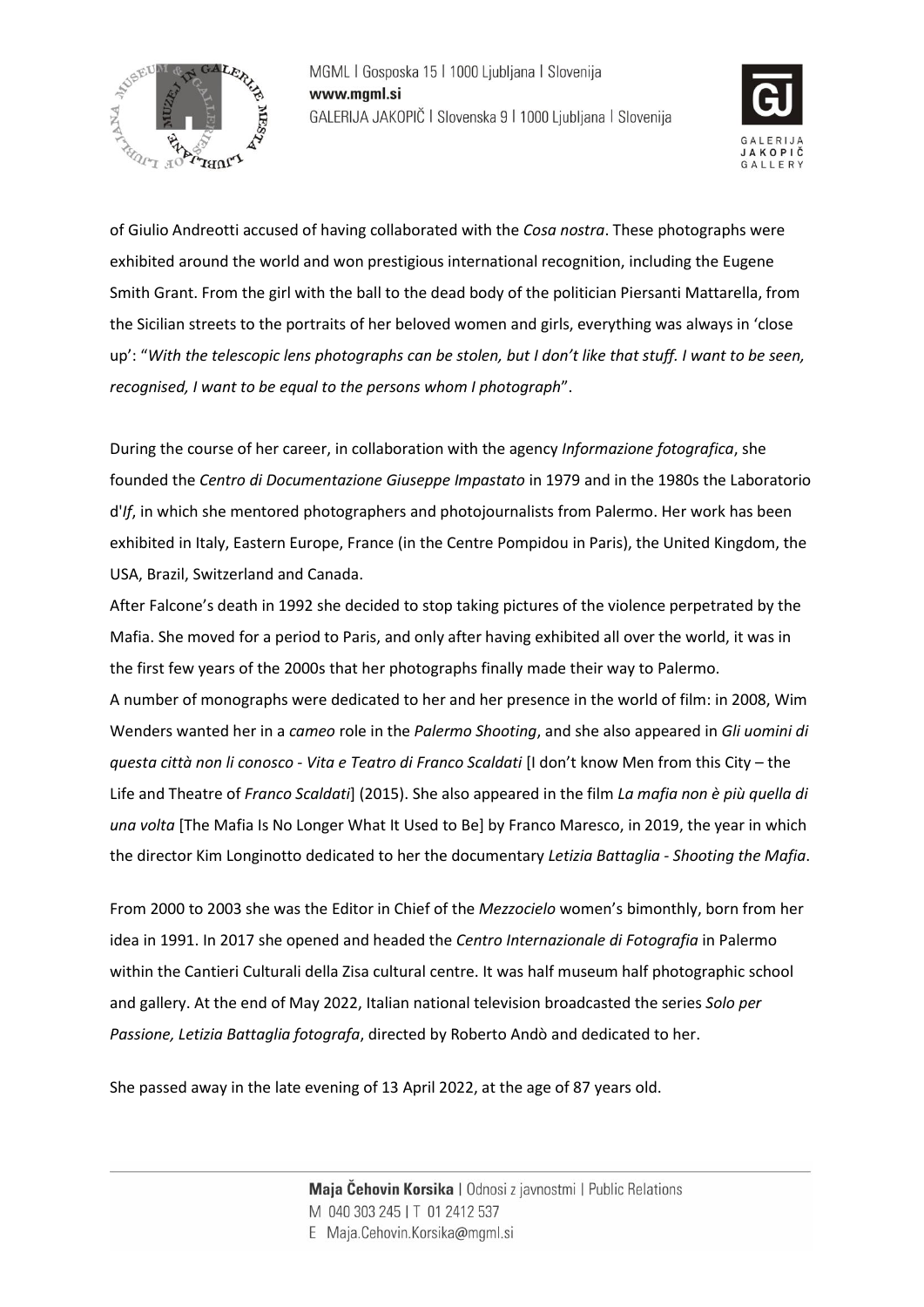of Giulio Andreotti accused of having collaborated with the *Cosa nostra*. These photographs were exhibited around the world and won prestigious international recognition, including the Eugene Smith Grant. From the girl with the ball to the dead body of the politician Piersanti Mattarella, from the Sicilian streets to the portraits of her beloved women and girls, everything was always in 'close up': "*With the telescopic lens photographs can be stolen, but I don't like that stuff. I want to be seen, recognised, I want to be equal to the persons whom I photograph*".

During the course of her career, in collaboration with the agency *Informazione fotografica*, she founded the *Centro di Documentazione Giuseppe Impastato* in 1979 and in the 1980s the Laboratorio d'*If*, in which she mentored photographers and photojournalists from Palermo. Her work has been exhibited in Italy, Eastern Europe, France (in the Centre Pompidou in Paris), the United Kingdom, the USA, Brazil, Switzerland and Canada.

After Falcone's death in 1992 she decided to stop taking pictures of the violence perpetrated by the Mafia. She moved for a period to Paris, and only after having exhibited all over the world, it was in the first few years of the 2000s that her photographs finally made their way to Palermo.

A number of monographs were dedicated to her and her presence in the world of film: in 2008, Wim Wenders wanted her in a *cameo* role in the *Palermo Shooting*, and she also appeared in *Gli uomini di questa città non li conosco - Vita e Teatro di Franco Scaldati* [I don't know Men from this City – the Life and Theatre of *Franco Scaldati*] (2015). She also appeared in the film *La mafia non è più quella di una volta* [The Mafia Is No Longer What It Used to Be] by Franco Maresco, in 2019, the year in which the director Kim Longinotto dedicated to her the documentary *Letizia Battaglia - Shooting the Mafia*.

From 2000 to 2003 she was the Editor in Chief of the *Mezzocielo* women's bimonthly, born from her idea in 1991. In 2017 she opened and headed the *Centro Internazionale di Fotografia* in Palermo within the Cantieri Culturali della Zisa cultural centre. It was half museum half photographic school and gallery. At the end of May 2022, Italian national television broadcasted the series *Solo per Passione, Letizia Battaglia fotografa*, directed by Roberto Andò and dedicated to her.

She passed away in the late evening of 13 April 2022, at the age of 87 years old.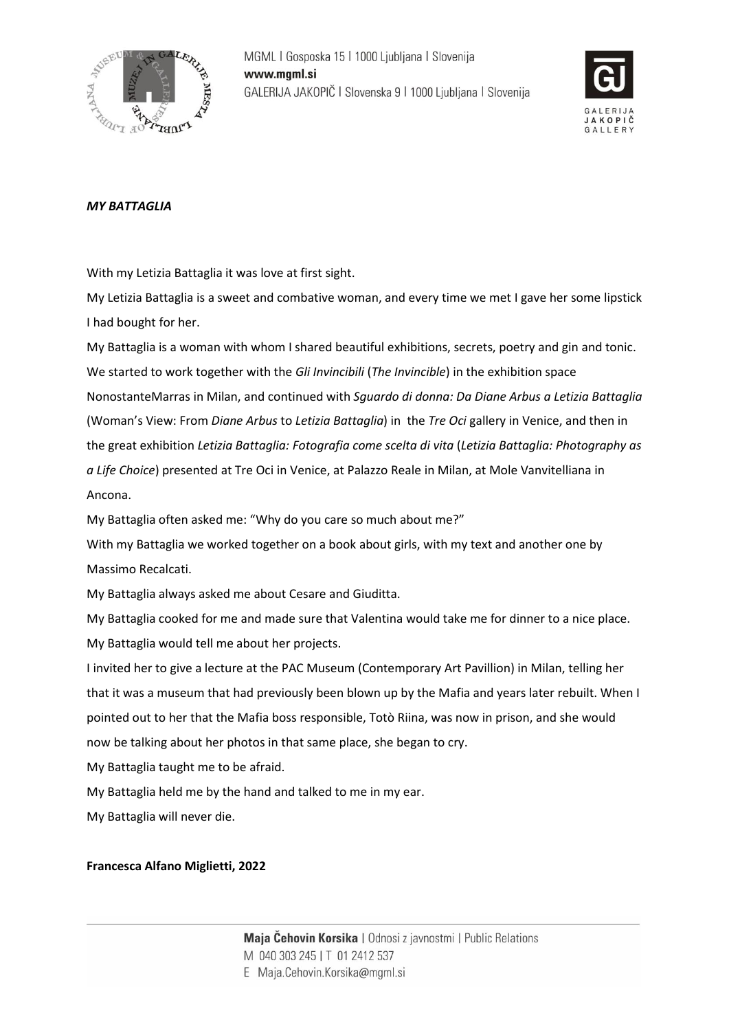***MY BATTAGLIA***

With my Letizia Battaglia it was love at first sight.

My Letizia Battaglia is a sweet and combative woman, and every time we met I gave her some lipstick I had bought for her.

My Battaglia is a woman with whom I shared beautiful exhibitions, secrets, poetry and gin and tonic.

We started to work together with the *Gli Invincibili* (*The Invincible*) in the exhibition space NonostanteMarras in Milan, and continued with *Sguardo di donna: Da Diane Arbus a Letizia Battaglia* (Woman's View: From *Diane Arbus* to *Letizia Battaglia*) in the *Tre Oci* gallery in Venice, and then in the great exhibition *Letizia Battaglia: Fotografia come scelta di vita* (*Letizia Battaglia: Photography as a Life Choice*) presented at Tre Oci in Venice, at Palazzo Reale in Milan, at Mole Vanvitelliana in Ancona.

My Battaglia often asked me: "Why do you care so much about me?"

With my Battaglia we worked together on a book about girls, with my text and another one by Massimo Recalcati.

My Battaglia always asked me about Cesare and Giuditta.

My Battaglia cooked for me and made sure that Valentina would take me for dinner to a nice place.

My Battaglia would tell me about her projects.

I invited her to give a lecture at the PAC Museum (Contemporary Art Pavillion) in Milan, telling her that it was a museum that had previously been blown up by the Mafia and years later rebuilt. When I pointed out to her that the Mafia boss responsible, Totò Riina, was now in prison, and she would now be talking about her photos in that same place, she began to cry.

My Battaglia taught me to be afraid.

My Battaglia held me by the hand and talked to me in my ear.

My Battaglia will never die.

**Francesca Alfano Miglietti, 2022**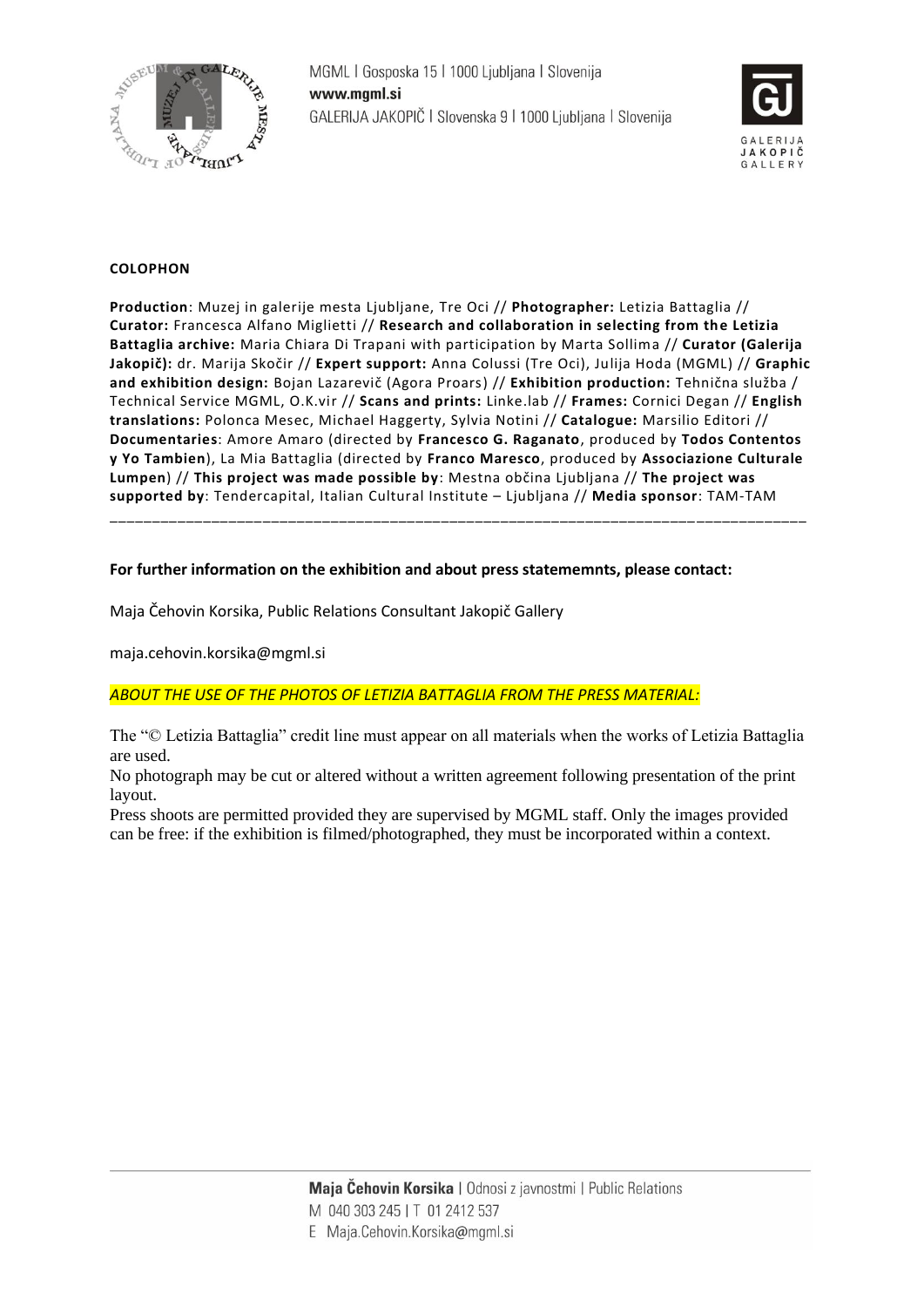**COLOPHON**

**Production**: Muzej in galerije mesta Ljubljane, Tre Oci // **Photographer:** Letizia Battaglia // **Curator:** Francesca Alfano Miglietti // **Research and collaboration in selecting from the Letizia Battaglia archive:** Maria Chiara Di Trapani with participation by Marta Sollima // **Curator (Galerija Jakopič):** dr. Marija Skočir // **Expert support:** Anna Colussi (Tre Oci), Julija Hoda (MGML) // **Graphic and exhibition design:** Bojan Lazarevič (Agora Proars) // **Exhibition production:** Tehnična služba / Technical Service MGML, O.K.vir // **Scans and prints:** Linke.lab // **Frames:** Cornici Degan // **English translations:** Polonca Mesec, Michael Haggerty, Sylvia Notini // **Catalogue:** Marsilio Editori // **Documentaries**: Amore Amaro (directed by **Francesco G. Raganato**, produced by **Todos Contentos y Yo Tambien**), La Mia Battaglia (directed by **Franco Maresco**, produced by **Associazione Culturale Lumpen**) // **This project was made possible by**: Mestna občina Ljubljana // **The project was supported by**: Tendercapital, Italian Cultural Institute – Ljubljana // **Media sponsor**: TAM-TAM

---

**For further information on the exhibition and about press statememnts, please contact:**

Maja Čehovin Korsika, Public Relations Consultant Jakopič Gallery

maja.cehovin.korsika@mgml.si

*ABOUT THE USE OF THE PHOTOS OF LETIZIA BATTAGLIA FROM THE PRESS MATERIAL:*

The "© Letizia Battaglia" credit line must appear on all materials when the works of Letizia Battaglia are used.
No photograph may be cut or altered without a written agreement following presentation of the print layout.
Press shoots are permitted provided they are supervised by MGML staff. Only the images provided can be free: if the exhibition is filmed/photographed, they must be incorporated within a context.